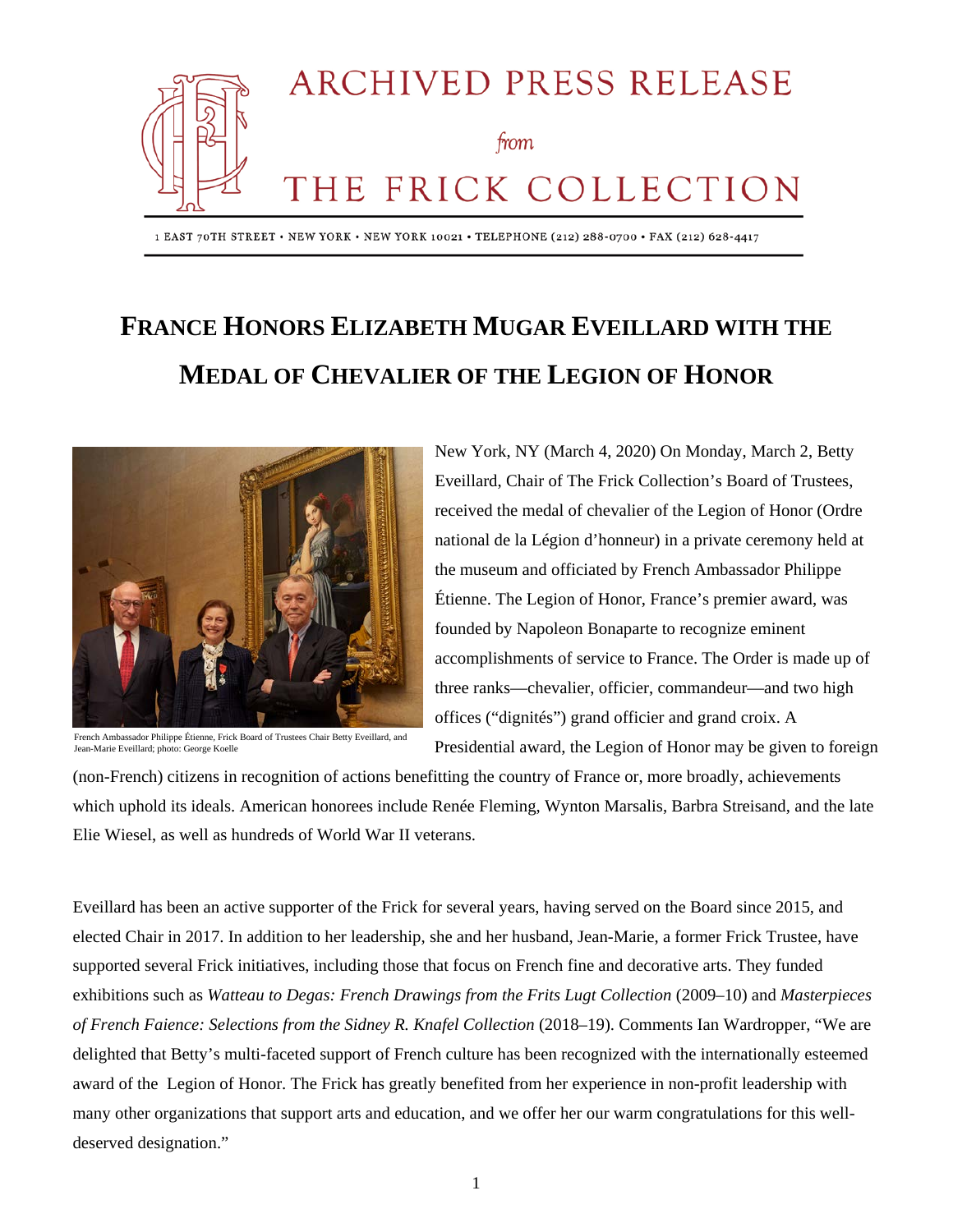ARCHIVED PRESS RELEASE

*from*

THE FRICK COLLECTION

1 EAST 70TH STREET • NEW YORK • NEW YORK 10021 • TELEPHONE (212) 288-0700 • FAX (212) 628-4417

# FRANCE HONORS ELIZABETH MUGAR EVEILLARD WITH THE MEDAL OF CHEVALIER OF THE LEGION OF HONOR

French Ambassador Philippe Étienne, Frick Board of Trustees Chair Betty Eveillard, and Jean-Marie Eveillard; photo: George Koelle

New York, NY (March 4, 2020) On Monday, March 2, Betty Eveillard, Chair of The Frick Collection's Board of Trustees, received the medal of chevalier of the Legion of Honor (Ordre national de la Légion d'honneur) in a private ceremony held at the museum and officiated by French Ambassador Philippe Étienne. The Legion of Honor, France's premier award, was founded by Napoleon Bonaparte to recognize eminent accomplishments of service to France. The Order is made up of three ranks—chevalier, officier, commandeur—and two high offices ("dignités") grand officier and grand croix. A Presidential award, the Legion of Honor may be given to foreign (non-French) citizens in recognition of actions benefitting the country of France or, more broadly, achievements which uphold its ideals. American honorees include Renée Fleming, Wynton Marsalis, Barbra Streisand, and the late Elie Wiesel, as well as hundreds of World War II veterans.

Eveillard has been an active supporter of the Frick for several years, having served on the Board since 2015, and elected Chair in 2017. In addition to her leadership, she and her husband, Jean-Marie, a former Frick Trustee, have supported several Frick initiatives, including those that focus on French fine and decorative arts. They funded exhibitions such as *Watteau to Degas: French Drawings from the Frits Lugt Collection* (2009–10) and *Masterpieces of French Faience: Selections from the Sidney R. Knafel Collection* (2018–19). Comments Ian Wardropper, "We are delighted that Betty's multi-faceted support of French culture has been recognized with the internationally esteemed award of the Legion of Honor. The Frick has greatly benefited from her experience in non-profit leadership with many other organizations that support arts and education, and we offer her our warm congratulations for this well-deserved designation."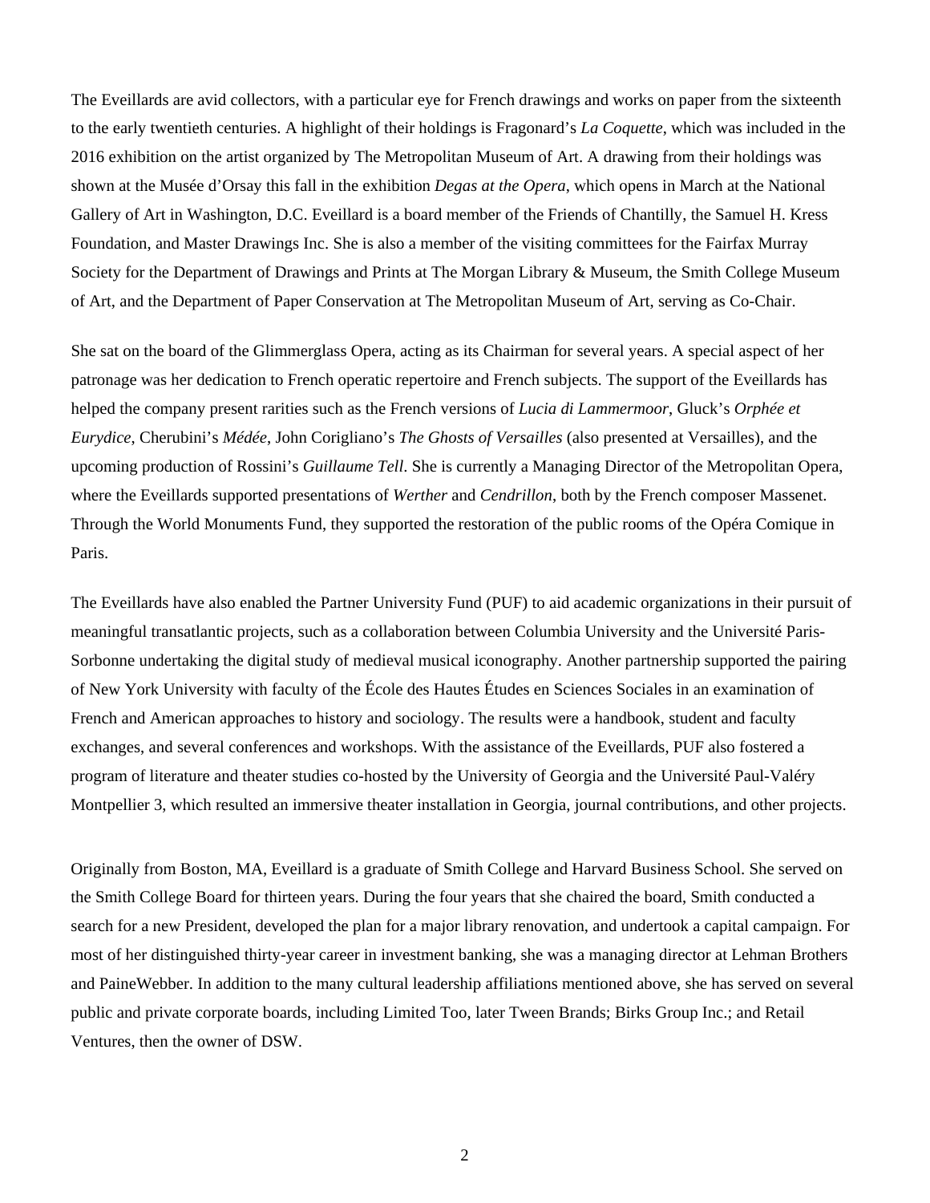The Eveillards are avid collectors, with a particular eye for French drawings and works on paper from the sixteenth to the early twentieth centuries. A highlight of their holdings is Fragonard's *La Coquette*, which was included in the 2016 exhibition on the artist organized by The Metropolitan Museum of Art. A drawing from their holdings was shown at the Musée d'Orsay this fall in the exhibition *Degas at the Opera*, which opens in March at the National Gallery of Art in Washington, D.C. Eveillard is a board member of the Friends of Chantilly, the Samuel H. Kress Foundation, and Master Drawings Inc. She is also a member of the visiting committees for the Fairfax Murray Society for the Department of Drawings and Prints at The Morgan Library & Museum, the Smith College Museum of Art, and the Department of Paper Conservation at The Metropolitan Museum of Art, serving as Co-Chair.

She sat on the board of the Glimmerglass Opera, acting as its Chairman for several years. A special aspect of her patronage was her dedication to French operatic repertoire and French subjects. The support of the Eveillards has helped the company present rarities such as the French versions of *Lucia di Lammermoor*, Gluck's *Orphée et Eurydice*, Cherubini's *Médée*, John Corigliano's *The Ghosts of Versailles* (also presented at Versailles), and the upcoming production of Rossini's *Guillaume Tell*. She is currently a Managing Director of the Metropolitan Opera, where the Eveillards supported presentations of *Werther* and *Cendrillon*, both by the French composer Massenet. Through the World Monuments Fund, they supported the restoration of the public rooms of the Opéra Comique in Paris.

The Eveillards have also enabled the Partner University Fund (PUF) to aid academic organizations in their pursuit of meaningful transatlantic projects, such as a collaboration between Columbia University and the Université Paris-Sorbonne undertaking the digital study of medieval musical iconography. Another partnership supported the pairing of New York University with faculty of the École des Hautes Études en Sciences Sociales in an examination of French and American approaches to history and sociology. The results were a handbook, student and faculty exchanges, and several conferences and workshops. With the assistance of the Eveillards, PUF also fostered a program of literature and theater studies co-hosted by the University of Georgia and the Université Paul-Valéry Montpellier 3, which resulted an immersive theater installation in Georgia, journal contributions, and other projects.

Originally from Boston, MA, Eveillard is a graduate of Smith College and Harvard Business School. She served on the Smith College Board for thirteen years. During the four years that she chaired the board, Smith conducted a search for a new President, developed the plan for a major library renovation, and undertook a capital campaign. For most of her distinguished thirty-year career in investment banking, she was a managing director at Lehman Brothers and PaineWebber. In addition to the many cultural leadership affiliations mentioned above, she has served on several public and private corporate boards, including Limited Too, later Tween Brands; Birks Group Inc.; and Retail Ventures, then the owner of DSW.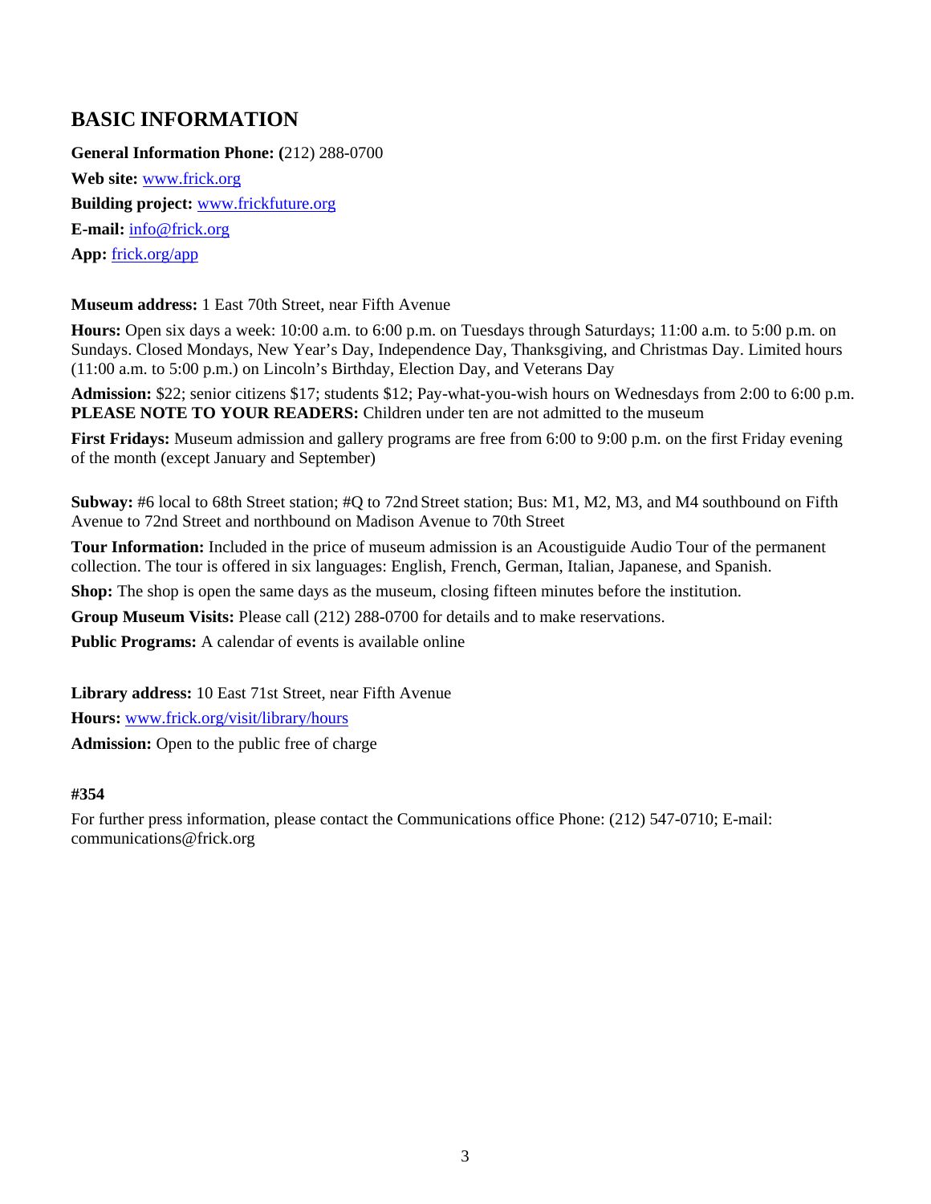## BASIC INFORMATION

**General Information Phone: (**212) 288-0700

**Web site:** www.frick.org

**Building project:** www.frickfuture.org

**E-mail:** info@frick.org

**App:** frick.org/app

**Museum address:** 1 East 70th Street, near Fifth Avenue

**Hours:** Open six days a week: 10:00 a.m. to 6:00 p.m. on Tuesdays through Saturdays; 11:00 a.m. to 5:00 p.m. on Sundays. Closed Mondays, New Year's Day, Independence Day, Thanksgiving, and Christmas Day. Limited hours (11:00 a.m. to 5:00 p.m.) on Lincoln's Birthday, Election Day, and Veterans Day

**Admission:** $22; senior citizens $17; students $12; Pay-what-you-wish hours on Wednesdays from 2:00 to 6:00 p.m. **PLEASE NOTE TO YOUR READERS:** Children under ten are not admitted to the museum

**First Fridays:** Museum admission and gallery programs are free from 6:00 to 9:00 p.m. on the first Friday evening of the month (except January and September)

**Subway:** #6 local to 68th Street station; #Q to 72nd Street station; Bus: M1, M2, M3, and M4 southbound on Fifth Avenue to 72nd Street and northbound on Madison Avenue to 70th Street

**Tour Information:** Included in the price of museum admission is an Acoustiguide Audio Tour of the permanent collection. The tour is offered in six languages: English, French, German, Italian, Japanese, and Spanish.

**Shop:** The shop is open the same days as the museum, closing fifteen minutes before the institution.

**Group Museum Visits:** Please call (212) 288-0700 for details and to make reservations.

**Public Programs:** A calendar of events is available online

**Library address:** 10 East 71st Street, near Fifth Avenue

**Hours:** www.frick.org/visit/library/hours

**Admission:** Open to the public free of charge

**#354**

For further press information, please contact the Communications office Phone: (212) 547-0710; E-mail: communications@frick.org